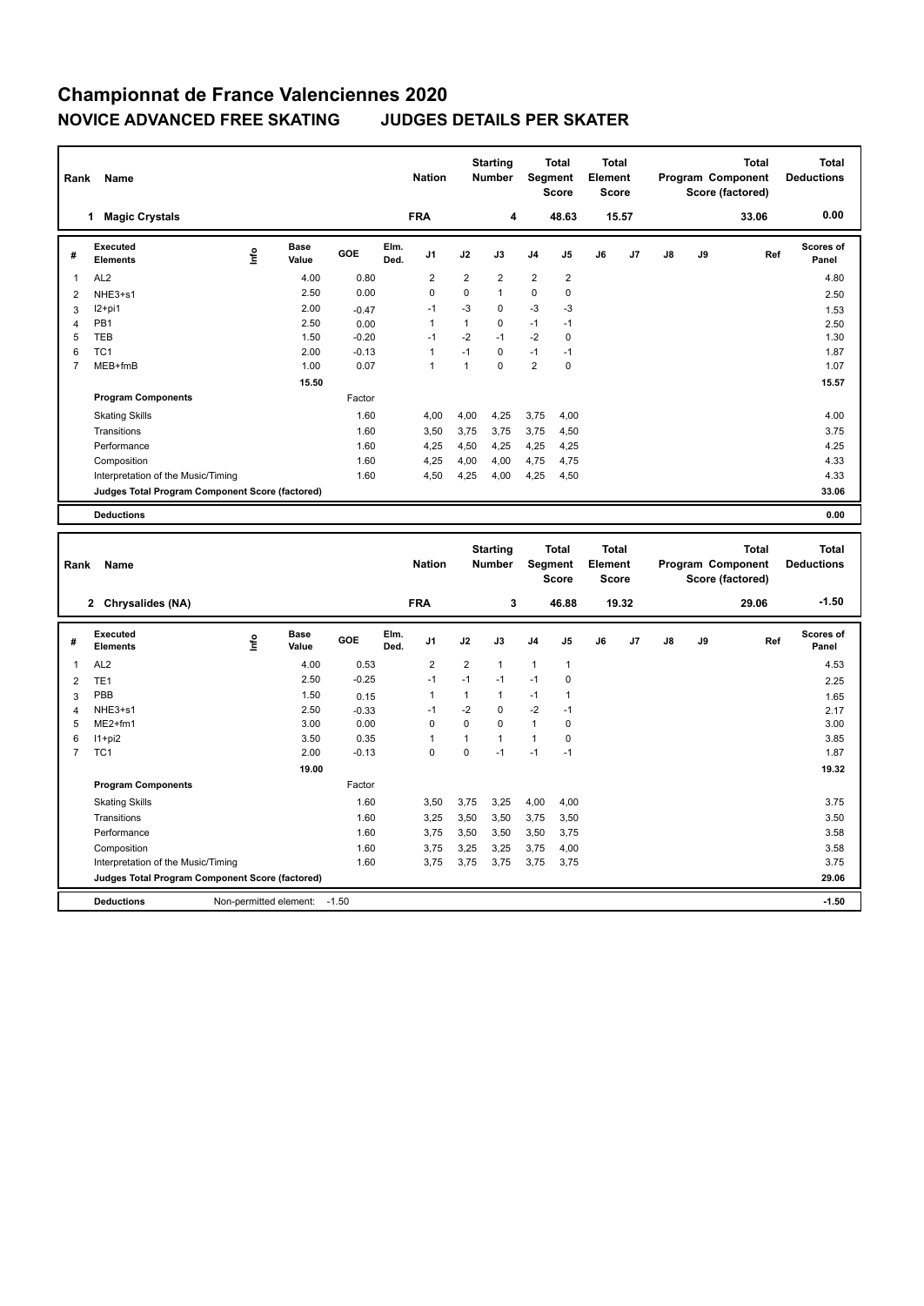# Championnat de France Valenciennes 2020

## NOVICE ADVANCED FREE SKATING JUDGES DETAILS PER SKATER

| Rank | Name | Nation | Starting Number | Total Segment Score | Total Element Score | Total Program Component Score (factored) | Total Deductions |
|---|---|---|---|---|---|---|---|
| 1 | Magic Crystals | FRA | 4 | 48.63 | 15.57 | 33.06 | 0.00 |

| # | Executed Elements | Info | Base Value | GOE | Elm. Ded. | J1 | J2 | J3 | J4 | J5 | J6 | J7 | J8 | J9 | Ref | Scores of Panel |
|---|---|---|---|---|---|---|---|---|---|---|---|---|---|---|---|---|
| 1 | AL2 | | 4.00 | 0.80 | | 2 | 2 | 2 | 2 | 2 | | | | | | 4.80 |
| 2 | NHE3+s1 | | 2.50 | 0.00 | | 0 | 0 | 1 | 0 | 0 | | | | | | 2.50 |
| 3 | I2+pi1 | | 2.00 | -0.47 | | -1 | -3 | 0 | -3 | -3 | | | | | | 1.53 |
| 4 | PB1 | | 2.50 | 0.00 | | 1 | 1 | 0 | -1 | -1 | | | | | | 2.50 |
| 5 | TEB | | 1.50 | -0.20 | | -1 | -2 | -1 | -2 | 0 | | | | | | 1.30 |
| 6 | TC1 | | 2.00 | -0.13 | | 1 | -1 | 0 | -1 | -1 | | | | | | 1.87 |
| 7 | MEB+fmB | | 1.00 | 0.07 | | 1 | 1 | 0 | 2 | 0 | | | | | | 1.07 |
| | | | 15.50 | | | | | | | | | | | | | 15.57 |
| | **Program Components** | | | Factor | | | | | | | | | | | | |
| | Skating Skills | | | 1.60 | | 4,00 | 4,00 | 4,25 | 3,75 | 4,00 | | | | | | 4.00 |
| | Transitions | | | 1.60 | | 3,50 | 3,75 | 3,75 | 3,75 | 4,50 | | | | | | 3.75 |
| | Performance | | | 1.60 | | 4,25 | 4,50 | 4,25 | 4,25 | 4,25 | | | | | | 4.25 |
| | Composition | | | 1.60 | | 4,25 | 4,00 | 4,00 | 4,75 | 4,75 | | | | | | 4.33 |
| | Interpretation of the Music/Timing | | | 1.60 | | 4,50 | 4,25 | 4,00 | 4,25 | 4,50 | | | | | | 4.33 |
| | **Judges Total Program Component Score (factored)** | | | | | | | | | | | | | | | 33.06 |
| | **Deductions** | | | | | | | | | | | | | | | 0.00 |

| Rank | Name | Nation | Starting Number | Total Segment Score | Total Element Score | Total Program Component Score (factored) | Total Deductions |
|---|---|---|---|---|---|---|---|
| 2 | Chrysalides (NA) | FRA | 3 | 46.88 | 19.32 | 29.06 | -1.50 |

| # | Executed Elements | Info | Base Value | GOE | Elm. Ded. | J1 | J2 | J3 | J4 | J5 | J6 | J7 | J8 | J9 | Ref | Scores of Panel |
|---|---|---|---|---|---|---|---|---|---|---|---|---|---|---|---|---|
| 1 | AL2 | | 4.00 | 0.53 | | 2 | 2 | 1 | 1 | 1 | | | | | | 4.53 |
| 2 | TE1 | | 2.50 | -0.25 | | -1 | -1 | -1 | -1 | 0 | | | | | | 2.25 |
| 3 | PBB | | 1.50 | 0.15 | | 1 | 1 | 1 | -1 | 1 | | | | | | 1.65 |
| 4 | NHE3+s1 | | 2.50 | -0.33 | | -1 | -2 | 0 | -2 | -1 | | | | | | 2.17 |
| 5 | ME2+fm1 | | 3.00 | 0.00 | | 0 | 0 | 0 | 1 | 0 | | | | | | 3.00 |
| 6 | I1+pi2 | | 3.50 | 0.35 | | 1 | 1 | 1 | 1 | 0 | | | | | | 3.85 |
| 7 | TC1 | | 2.00 | -0.13 | | 0 | 0 | -1 | -1 | -1 | | | | | | 1.87 |
| | | | 19.00 | | | | | | | | | | | | | 19.32 |
| | **Program Components** | | | Factor | | | | | | | | | | | | |
| | Skating Skills | | | 1.60 | | 3,50 | 3,75 | 3,25 | 4,00 | 4,00 | | | | | | 3.75 |
| | Transitions | | | 1.60 | | 3,25 | 3,50 | 3,50 | 3,75 | 3,50 | | | | | | 3.50 |
| | Performance | | | 1.60 | | 3,75 | 3,50 | 3,50 | 3,50 | 3,75 | | | | | | 3.58 |
| | Composition | | | 1.60 | | 3,75 | 3,25 | 3,25 | 3,75 | 4,00 | | | | | | 3.58 |
| | Interpretation of the Music/Timing | | | 1.60 | | 3,75 | 3,75 | 3,75 | 3,75 | 3,75 | | | | | | 3.75 |
| | **Judges Total Program Component Score (factored)** | | | | | | | | | | | | | | | 29.06 |
| | **Deductions** | Non-permitted element: -1.50 | | | | | | | | | | | | | | -1.50 |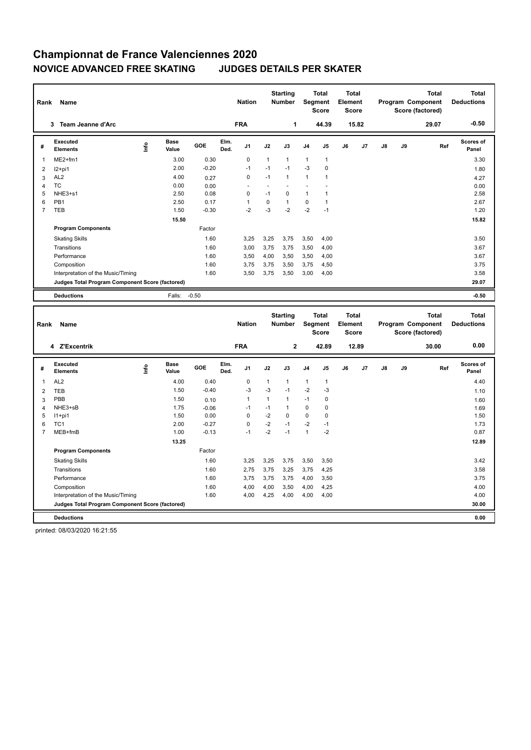# Championnat de France Valenciennes 2020

## NOVICE ADVANCED FREE SKATING JUDGES DETAILS PER SKATER

| Rank | Name | Nation | Starting Number | Total Segment Score | Total Element Score | Total Program Component Score (factored) | Total Deductions |
|---|---|---|---|---|---|---|---|
| 3 | Team Jeanne d'Arc | FRA | 1 | 44.39 | 15.82 | 29.07 | -0.50 |

| # | Executed Elements | Info | Base Value | GOE | Elm. Ded. | J1 | J2 | J3 | J4 | J5 | J6 | J7 | J8 | J9 | Ref | Scores of Panel |
|---|---|---|---|---|---|---|---|---|---|---|---|---|---|---|---|---|
| 1 | ME2+fm1 | | 3.00 | 0.30 | | 0 | 1 | 1 | 1 | 1 | | | | | | 3.30 |
| 2 | I2+pi1 | | 2.00 | -0.20 | | -1 | -1 | -1 | -3 | 0 | | | | | | 1.80 |
| 3 | AL2 | | 4.00 | 0.27 | | 0 | -1 | 1 | 1 | 1 | | | | | | 4.27 |
| 4 | TC | | 0.00 | 0.00 | | - | - | - | - | - | | | | | | 0.00 |
| 5 | NHE3+s1 | | 2.50 | 0.08 | | 0 | -1 | 0 | 1 | 1 | | | | | | 2.58 |
| 6 | PB1 | | 2.50 | 0.17 | | 1 | 0 | 1 | 0 | 1 | | | | | | 2.67 |
| 7 | TEB | | 1.50 | -0.30 | | -2 | -3 | -2 | -2 | -1 | | | | | | 1.20 |
| | | | 15.50 | | | | | | | | | | | | | 15.82 |
| | **Program Components** | | | Factor | | | | | | | | | | | | |
| | Skating Skills | | | 1.60 | | 3,25 | 3,25 | 3,75 | 3,50 | 4,00 | | | | | | 3.50 |
| | Transitions | | | 1.60 | | 3,00 | 3,75 | 3,75 | 3,50 | 4,00 | | | | | | 3.67 |
| | Performance | | | 1.60 | | 3,50 | 4,00 | 3,50 | 3,50 | 4,00 | | | | | | 3.67 |
| | Composition | | | 1.60 | | 3,75 | 3,75 | 3,50 | 3,75 | 4,50 | | | | | | 3.75 |
| | Interpretation of the Music/Timing | | | 1.60 | | 3,50 | 3,75 | 3,50 | 3,00 | 4,00 | | | | | | 3.58 |
| | Judges Total Program Component Score (factored) | | | | | | | | | | | | | | | 29.07 |
| | **Deductions** | | Falls: | -0.50 | | | | | | | | | | | | -0.50 |

| Rank | Name | Nation | Starting Number | Total Segment Score | Total Element Score | Total Program Component Score (factored) | Total Deductions |
|---|---|---|---|---|---|---|---|
| 4 | Z'Excentrik | FRA | 2 | 42.89 | 12.89 | 30.00 | 0.00 |

| # | Executed Elements | Info | Base Value | GOE | Elm. Ded. | J1 | J2 | J3 | J4 | J5 | J6 | J7 | J8 | J9 | Ref | Scores of Panel |
|---|---|---|---|---|---|---|---|---|---|---|---|---|---|---|---|---|
| 1 | AL2 | | 4.00 | 0.40 | | 0 | 1 | 1 | 1 | 1 | | | | | | 4.40 |
| 2 | TEB | | 1.50 | -0.40 | | -3 | -3 | -1 | -2 | -3 | | | | | | 1.10 |
| 3 | PBB | | 1.50 | 0.10 | | 1 | 1 | 1 | -1 | 0 | | | | | | 1.60 |
| 4 | NHE3+sB | | 1.75 | -0.06 | | -1 | -1 | 1 | 0 | 0 | | | | | | 1.69 |
| 5 | I1+pi1 | | 1.50 | 0.00 | | 0 | -2 | 0 | 0 | 0 | | | | | | 1.50 |
| 6 | TC1 | | 2.00 | -0.27 | | 0 | -2 | -1 | -2 | -1 | | | | | | 1.73 |
| 7 | MEB+fmB | | 1.00 | -0.13 | | -1 | -2 | -1 | 1 | -2 | | | | | | 0.87 |
| | | | 13.25 | | | | | | | | | | | | | 12.89 |
| | **Program Components** | | | Factor | | | | | | | | | | | | |
| | Skating Skills | | | 1.60 | | 3,25 | 3,25 | 3,75 | 3,50 | 3,50 | | | | | | 3.42 |
| | Transitions | | | 1.60 | | 2,75 | 3,75 | 3,25 | 3,75 | 4,25 | | | | | | 3.58 |
| | Performance | | | 1.60 | | 3,75 | 3,75 | 3,75 | 4,00 | 3,50 | | | | | | 3.75 |
| | Composition | | | 1.60 | | 4,00 | 4,00 | 3,50 | 4,00 | 4,25 | | | | | | 4.00 |
| | Interpretation of the Music/Timing | | | 1.60 | | 4,00 | 4,25 | 4,00 | 4,00 | 4,00 | | | | | | 4.00 |
| | Judges Total Program Component Score (factored) | | | | | | | | | | | | | | | 30.00 |
| | **Deductions** | | | | | | | | | | | | | | | 0.00 |

printed: 08/03/2020 16:21:55